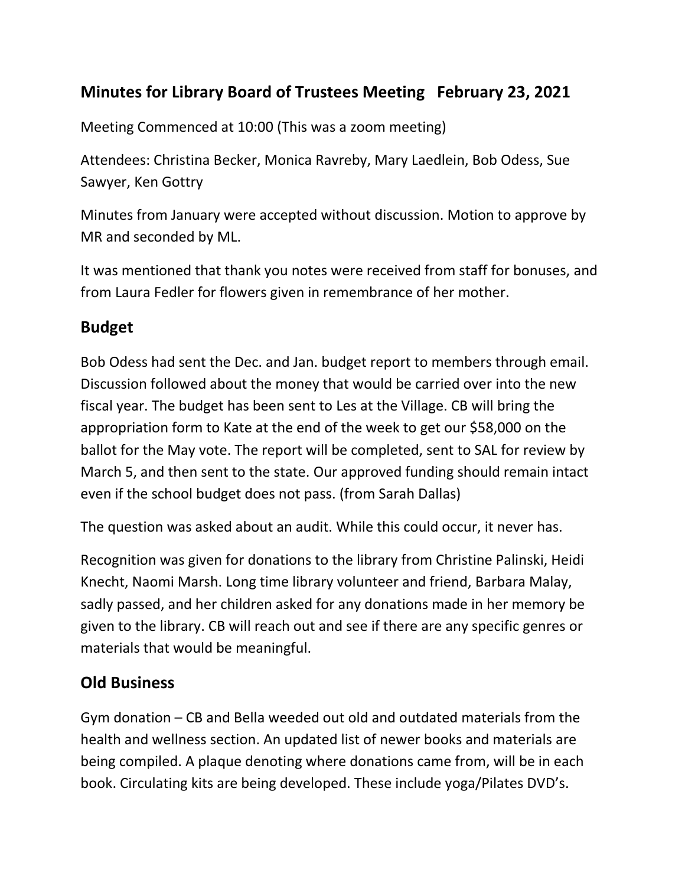## Minutes for Library Board of Trustees Meeting   February 23, 2021

Meeting Commenced at 10:00 (This was a zoom meeting)

Attendees: Christina Becker, Monica Ravreby, Mary Laedlein, Bob Odess, Sue Sawyer, Ken Gottry

Minutes from January were accepted without discussion. Motion to approve by MR and seconded by ML.

It was mentioned that thank you notes were received from staff for bonuses, and from Laura Fedler for flowers given in remembrance of her mother.

## Budget

Bob Odess had sent the Dec. and Jan. budget report to members through email. Discussion followed about the money that would be carried over into the new fiscal year. The budget has been sent to Les at the Village. CB will bring the appropriation form to Kate at the end of the week to get our $58,000 on the ballot for the May vote. The report will be completed, sent to SAL for review by March 5, and then sent to the state. Our approved funding should remain intact even if the school budget does not pass. (from Sarah Dallas)

The question was asked about an audit. While this could occur, it never has.

Recognition was given for donations to the library from Christine Palinski, Heidi Knecht, Naomi Marsh. Long time library volunteer and friend, Barbara Malay, sadly passed, and her children asked for any donations made in her memory be given to the library. CB will reach out and see if there are any specific genres or materials that would be meaningful.

## Old Business

Gym donation – CB and Bella weeded out old and outdated materials from the health and wellness section. An updated list of newer books and materials are being compiled. A plaque denoting where donations came from, will be in each book. Circulating kits are being developed. These include yoga/Pilates DVD's.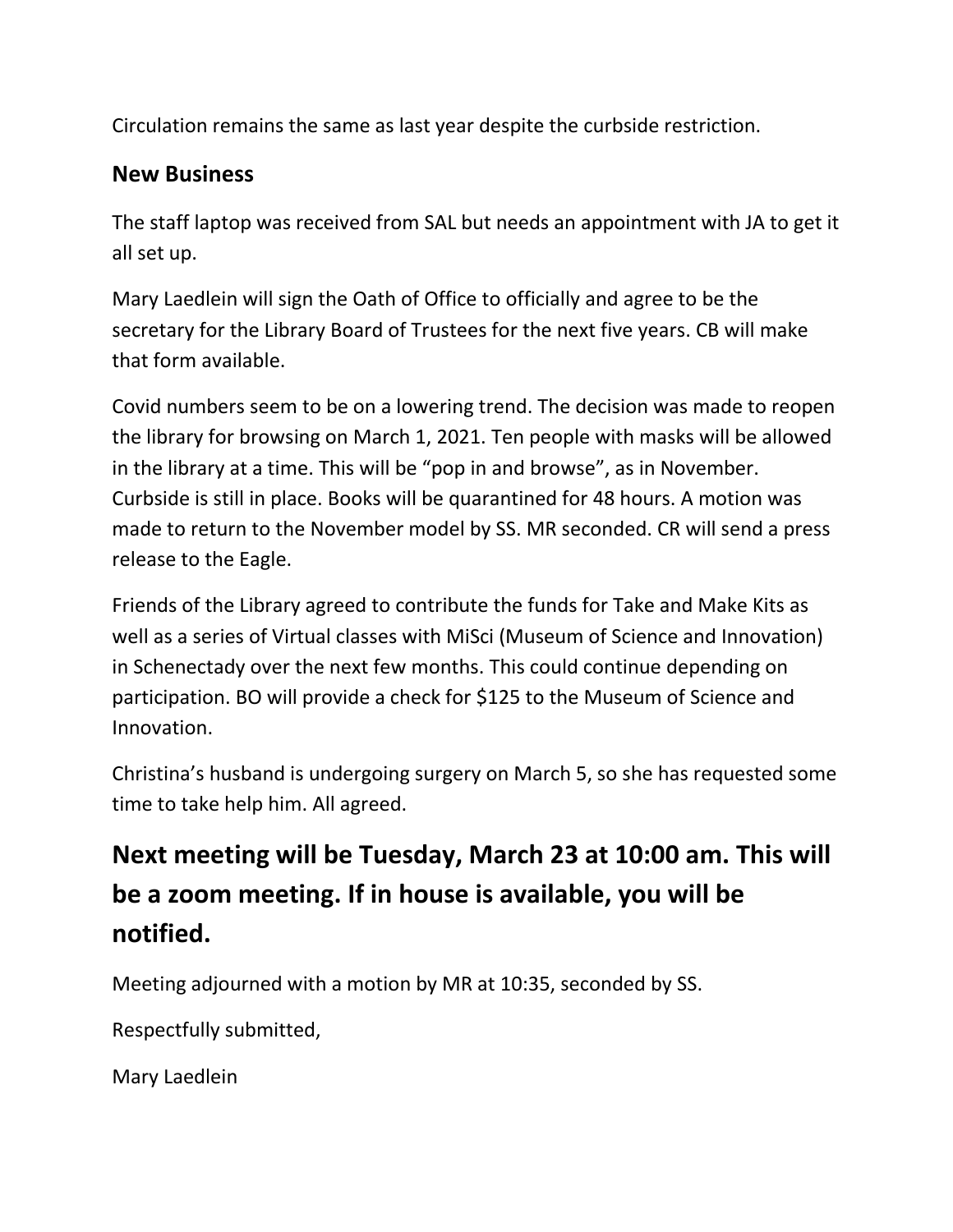Circulation remains the same as last year despite the curbside restriction.

### New Business

The staff laptop was received from SAL but needs an appointment with JA to get it all set up.

Mary Laedlein will sign the Oath of Office to officially and agree to be the secretary for the Library Board of Trustees for the next five years. CB will make that form available.

Covid numbers seem to be on a lowering trend. The decision was made to reopen the library for browsing on March 1, 2021. Ten people with masks will be allowed in the library at a time. This will be "pop in and browse", as in November. Curbside is still in place. Books will be quarantined for 48 hours. A motion was made to return to the November model by SS. MR seconded. CR will send a press release to the Eagle.

Friends of the Library agreed to contribute the funds for Take and Make Kits as well as a series of Virtual classes with MiSci (Museum of Science and Innovation) in Schenectady over the next few months. This could continue depending on participation. BO will provide a check for $125 to the Museum of Science and Innovation.

Christina's husband is undergoing surgery on March 5, so she has requested some time to take help him. All agreed.

## Next meeting will be Tuesday, March 23 at 10:00 am. This will be a zoom meeting. If in house is available, you will be notified.

Meeting adjourned with a motion by MR at 10:35, seconded by SS.

Respectfully submitted,

Mary Laedlein